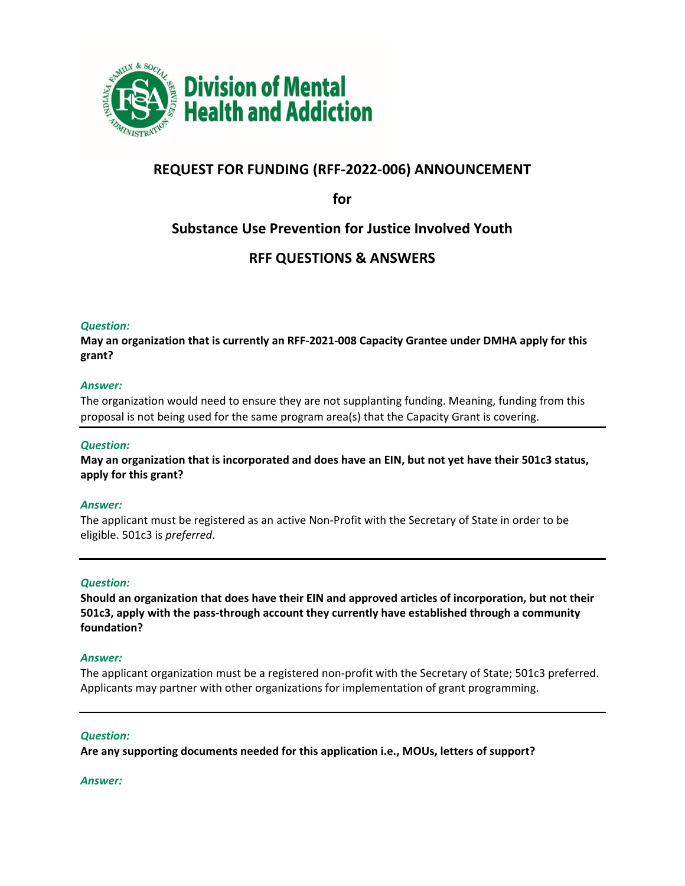# REQUEST FOR FUNDING (RFF-2022-006) ANNOUNCEMENT

## for

## Substance Use Prevention for Justice Involved Youth

## RFF QUESTIONS & ANSWERS

***Question:***

**May an organization that is currently an RFF-2021-008 Capacity Grantee under DMHA apply for this grant?**

***Answer:***

The organization would need to ensure they are not supplanting funding. Meaning, funding from this proposal is not being used for the same program area(s) that the Capacity Grant is covering.

---

***Question:***

**May an organization that is incorporated and does have an EIN, but not yet have their 501c3 status, apply for this grant?**

***Answer:***

The applicant must be registered as an active Non-Profit with the Secretary of State in order to be eligible. 501c3 is *preferred*.

---

***Question:***

**Should an organization that does have their EIN and approved articles of incorporation, but not their 501c3, apply with the pass-through account they currently have established through a community foundation?**

***Answer:***

The applicant organization must be a registered non-profit with the Secretary of State; 501c3 preferred. Applicants may partner with other organizations for implementation of grant programming.

---

***Question:***

**Are any supporting documents needed for this application i.e., MOUs, letters of support?**

***Answer:***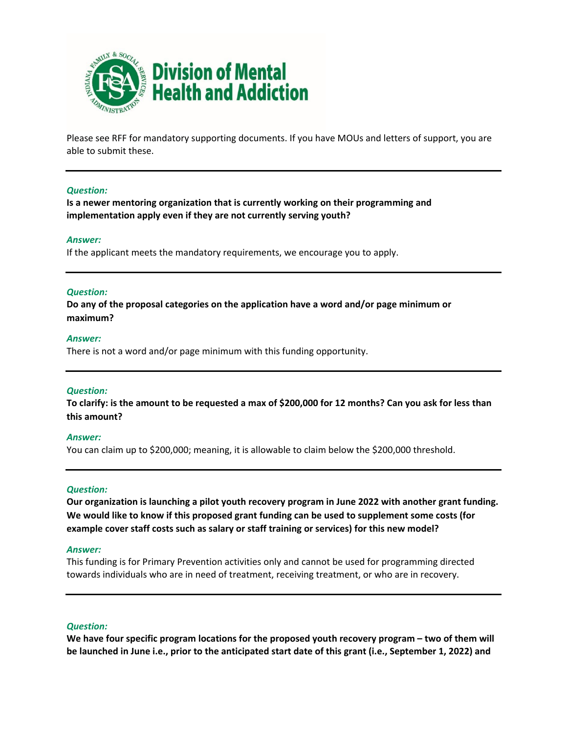Please see RFF for mandatory supporting documents. If you have MOUs and letters of support, you are able to submit these.

---

***Question:***

**Is a newer mentoring organization that is currently working on their programming and implementation apply even if they are not currently serving youth?**

***Answer:***

If the applicant meets the mandatory requirements, we encourage you to apply.

---

***Question:***

**Do any of the proposal categories on the application have a word and/or page minimum or maximum?**

***Answer:***

There is not a word and/or page minimum with this funding opportunity.

---

***Question:***

**To clarify: is the amount to be requested a max of $200,000 for 12 months? Can you ask for less than this amount?**

***Answer:***

You can claim up to $200,000; meaning, it is allowable to claim below the $200,000 threshold.

---

***Question:***

**Our organization is launching a pilot youth recovery program in June 2022 with another grant funding. We would like to know if this proposed grant funding can be used to supplement some costs (for example cover staff costs such as salary or staff training or services) for this new model?**

***Answer:***

This funding is for Primary Prevention activities only and cannot be used for programming directed towards individuals who are in need of treatment, receiving treatment, or who are in recovery.

---

***Question:***

**We have four specific program locations for the proposed youth recovery program – two of them will be launched in June i.e., prior to the anticipated start date of this grant (i.e., September 1, 2022) and**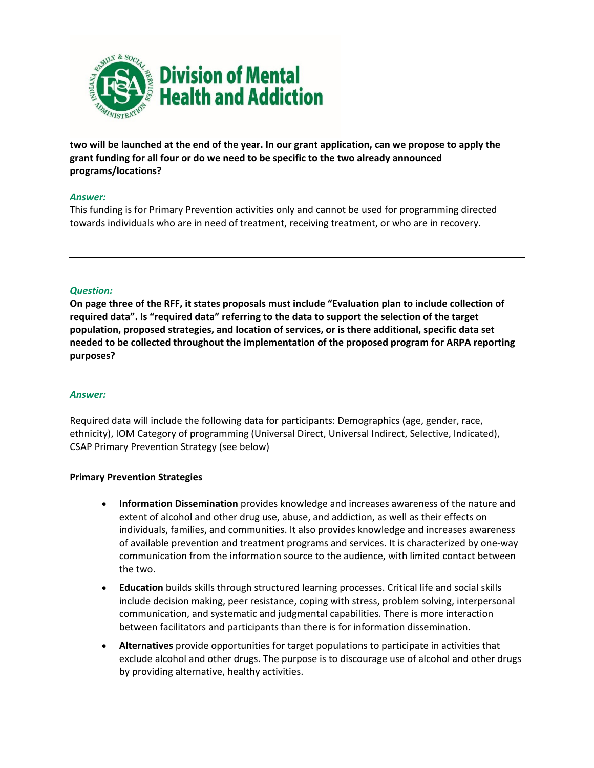**two will be launched at the end of the year. In our grant application, can we propose to apply the grant funding for all four or do we need to be specific to the two already announced programs/locations?**

***Answer:***

This funding is for Primary Prevention activities only and cannot be used for programming directed towards individuals who are in need of treatment, receiving treatment, or who are in recovery.

---

***Question:***

**On page three of the RFF, it states proposals must include "Evaluation plan to include collection of required data". Is "required data" referring to the data to support the selection of the target population, proposed strategies, and location of services, or is there additional, specific data set needed to be collected throughout the implementation of the proposed program for ARPA reporting purposes?**

***Answer:***

Required data will include the following data for participants: Demographics (age, gender, race, ethnicity), IOM Category of programming (Universal Direct, Universal Indirect, Selective, Indicated), CSAP Primary Prevention Strategy (see below)

**Primary Prevention Strategies**

- **Information Dissemination** provides knowledge and increases awareness of the nature and extent of alcohol and other drug use, abuse, and addiction, as well as their effects on individuals, families, and communities. It also provides knowledge and increases awareness of available prevention and treatment programs and services. It is characterized by one-way communication from the information source to the audience, with limited contact between the two.
- **Education** builds skills through structured learning processes. Critical life and social skills include decision making, peer resistance, coping with stress, problem solving, interpersonal communication, and systematic and judgmental capabilities. There is more interaction between facilitators and participants than there is for information dissemination.
- **Alternatives** provide opportunities for target populations to participate in activities that exclude alcohol and other drugs. The purpose is to discourage use of alcohol and other drugs by providing alternative, healthy activities.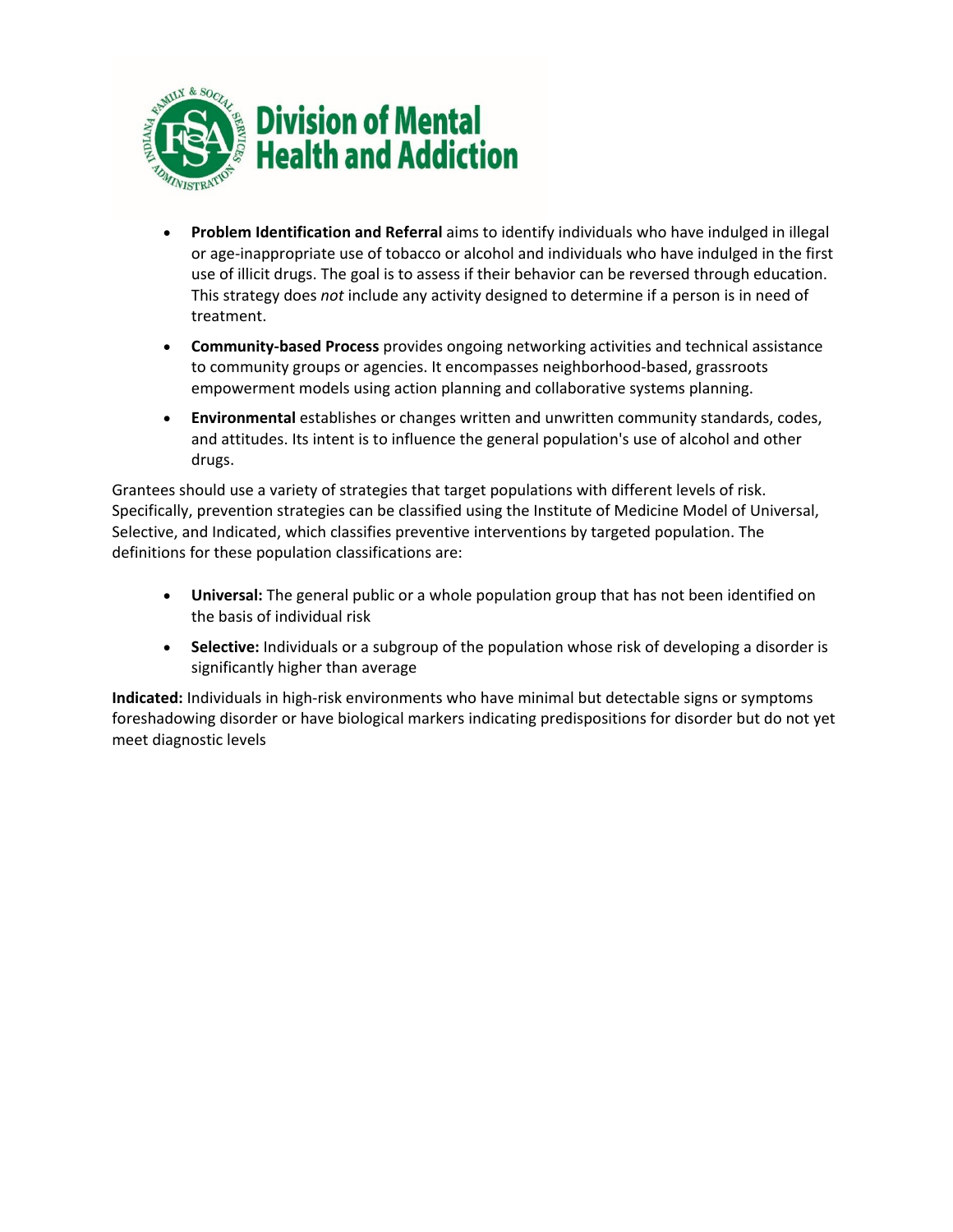- **Problem Identification and Referral** aims to identify individuals who have indulged in illegal or age-inappropriate use of tobacco or alcohol and individuals who have indulged in the first use of illicit drugs. The goal is to assess if their behavior can be reversed through education. This strategy does *not* include any activity designed to determine if a person is in need of treatment.
- **Community-based Process** provides ongoing networking activities and technical assistance to community groups or agencies. It encompasses neighborhood-based, grassroots empowerment models using action planning and collaborative systems planning.
- **Environmental** establishes or changes written and unwritten community standards, codes, and attitudes. Its intent is to influence the general population's use of alcohol and other drugs.

Grantees should use a variety of strategies that target populations with different levels of risk. Specifically, prevention strategies can be classified using the Institute of Medicine Model of Universal, Selective, and Indicated, which classifies preventive interventions by targeted population. The definitions for these population classifications are:

- **Universal:** The general public or a whole population group that has not been identified on the basis of individual risk
- **Selective:** Individuals or a subgroup of the population whose risk of developing a disorder is significantly higher than average

**Indicated:** Individuals in high-risk environments who have minimal but detectable signs or symptoms foreshadowing disorder or have biological markers indicating predispositions for disorder but do not yet meet diagnostic levels